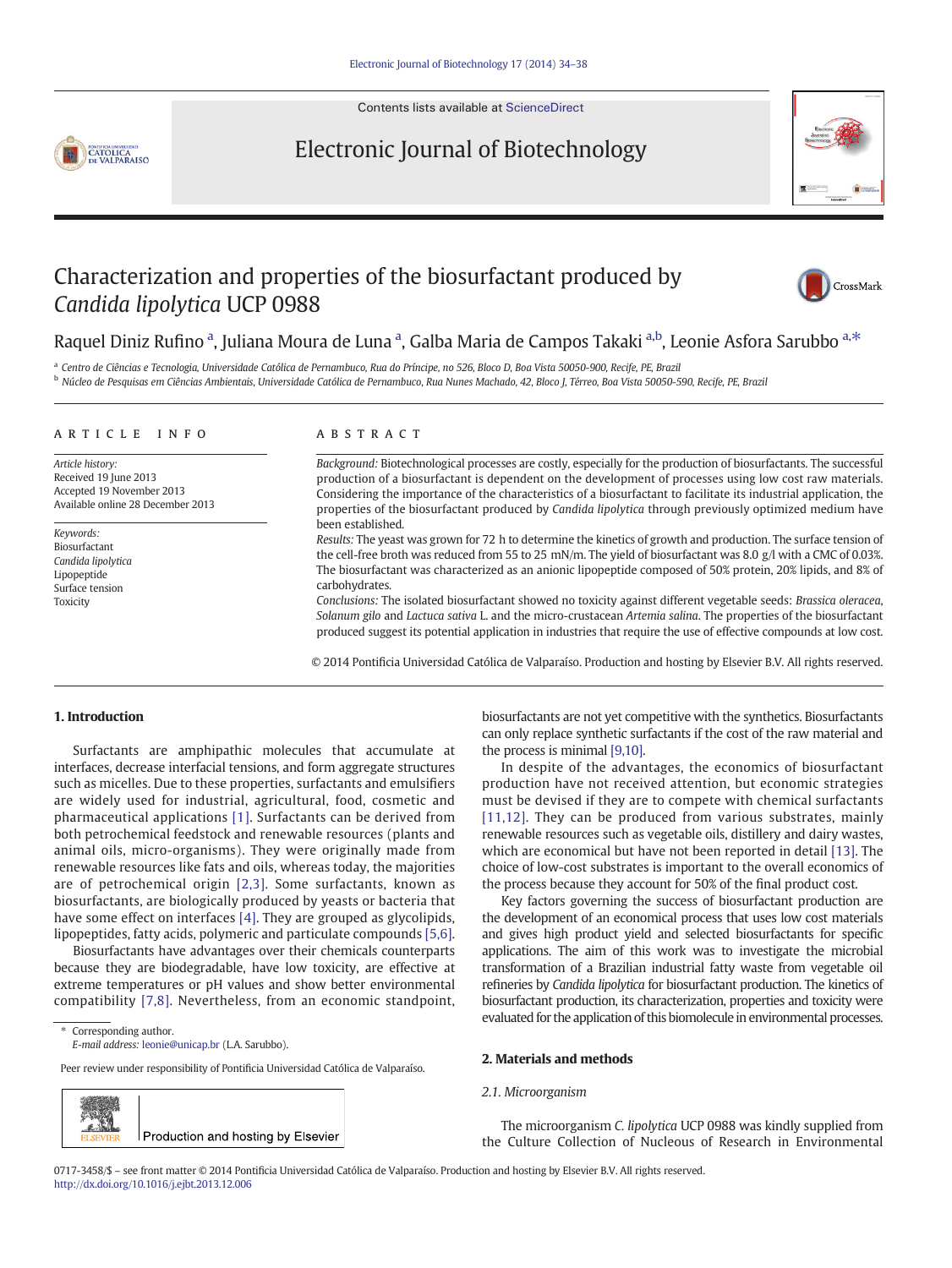# Characterization and properties of the biosurfactant produced by *Candida lipolytica* UCP 0988

Raquel Diniz Rufino [a], Juliana Moura de Luna [a], Galba Maria de Campos Takaki [a,b], Leonie Asfora Sarubbo [a,*]

[a] Centro de Ciências e Tecnologia, Universidade Católica de Pernambuco, Rua do Príncipe, no 526, Bloco D, Boa Vista 50050-900, Recife, PE, Brazil

[b] Núcleo de Pesquisas em Ciências Ambientais, Universidade Católica de Pernambuco, Rua Nunes Machado, 42, Bloco J, Térreo, Boa Vista 50050-590, Recife, PE, Brazil

## ARTICLE INFO

*Article history:*
Received 19 June 2013
Accepted 19 November 2013
Available online 28 December 2013

*Keywords:*
Biosurfactant
*Candida lipolytica*
Lipopeptide
Surface tension
Toxicity

## ABSTRACT

*Background:* Biotechnological processes are costly, especially for the production of biosurfactants. The successful production of a biosurfactant is dependent on the development of processes using low cost raw materials. Considering the importance of the characteristics of a biosurfactant to facilitate its industrial application, the properties of the biosurfactant produced by *Candida lipolytica* through previously optimized medium have been established.

*Results:* The yeast was grown for 72 h to determine the kinetics of growth and production. The surface tension of the cell-free broth was reduced from 55 to 25 mN/m. The yield of biosurfactant was 8.0 g/l with a CMC of 0.03%. The biosurfactant was characterized as an anionic lipopeptide composed of 50% protein, 20% lipids, and 8% of carbohydrates.

*Conclusions:* The isolated biosurfactant showed no toxicity against different vegetable seeds: *Brassica oleracea*, *Solanum gilo* and *Lactuca sativa* L. and the micro-crustacean *Artemia salina*. The properties of the biosurfactant produced suggest its potential application in industries that require the use of effective compounds at low cost.

© 2014 Pontificia Universidad Católica de Valparaíso. Production and hosting by Elsevier B.V. All rights reserved.

## 1. Introduction

Surfactants are amphipathic molecules that accumulate at interfaces, decrease interfacial tensions, and form aggregate structures such as micelles. Due to these properties, surfactants and emulsifiers are widely used for industrial, agricultural, food, cosmetic and pharmaceutical applications [1]. Surfactants can be derived from both petrochemical feedstock and renewable resources (plants and animal oils, micro-organisms). They were originally made from renewable resources like fats and oils, whereas today, the majorities are of petrochemical origin [2,3]. Some surfactants, known as biosurfactants, are biologically produced by yeasts or bacteria that have some effect on interfaces [4]. They are grouped as glycolipids, lipopeptides, fatty acids, polymeric and particulate compounds [5,6].

Biosurfactants have advantages over their chemicals counterparts because they are biodegradable, have low toxicity, are effective at extreme temperatures or pH values and show better environmental compatibility [7,8]. Nevertheless, from an economic standpoint, biosurfactants are not yet competitive with the synthetics. Biosurfactants can only replace synthetic surfactants if the cost of the raw material and the process is minimal [9,10].

In despite of the advantages, the economics of biosurfactant production have not received attention, but economic strategies must be devised if they are to compete with chemical surfactants [11,12]. They can be produced from various substrates, mainly renewable resources such as vegetable oils, distillery and dairy wastes, which are economical but have not been reported in detail [13]. The choice of low-cost substrates is important to the overall economics of the process because they account for 50% of the final product cost.

Key factors governing the success of biosurfactant production are the development of an economical process that uses low cost materials and gives high product yield and selected biosurfactants for specific applications. The aim of this work was to investigate the microbial transformation of a Brazilian industrial fatty waste from vegetable oil refineries by *Candida lipolytica* for biosurfactant production. The kinetics of biosurfactant production, its characterization, properties and toxicity were evaluated for the application of this biomolecule in environmental processes.

## 2. Materials and methods

### 2.1. Microorganism

The microorganism *C. lipolytica* UCP 0988 was kindly supplied from the Culture Collection of Nucleous of Research in Environmental

\* Corresponding author.
*E-mail address:* leonie@unicap.br (L.A. Sarubbo).

Peer review under responsibility of Pontificia Universidad Católica de Valparaíso.

0717-3458/$ – see front matter © 2014 Pontificia Universidad Católica de Valparaíso. Production and hosting by Elsevier B.V. All rights reserved.
http://dx.doi.org/10.1016/j.ejbt.2013.12.006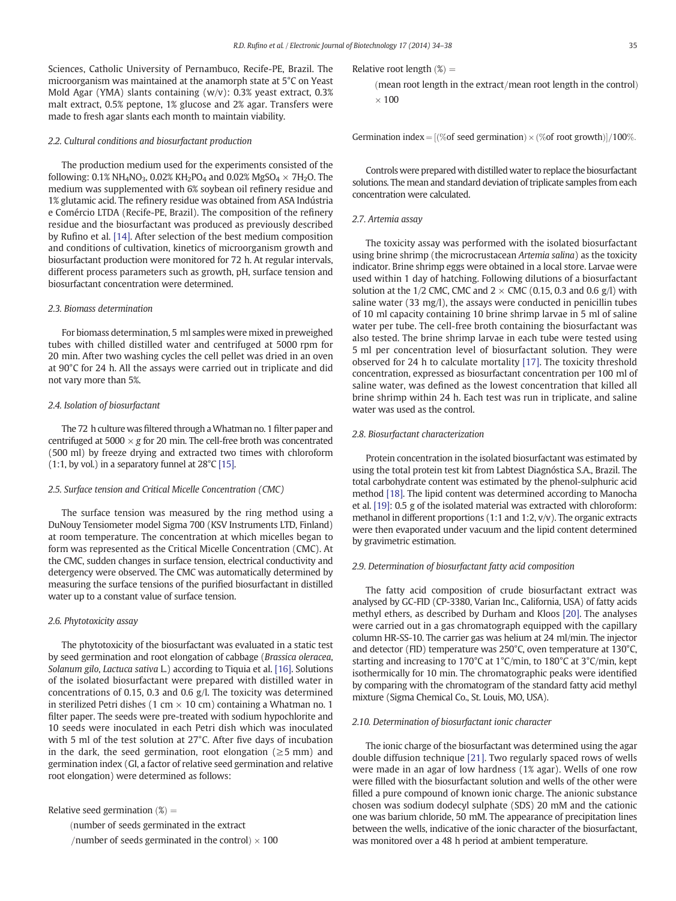Sciences, Catholic University of Pernambuco, Recife-PE, Brazil. The microorganism was maintained at the anamorph state at 5°C on Yeast Mold Agar (YMA) slants containing (w/v): 0.3% yeast extract, 0.3% malt extract, 0.5% peptone, 1% glucose and 2% agar. Transfers were made to fresh agar slants each month to maintain viability.

### 2.2. Cultural conditions and biosurfactant production

The production medium used for the experiments consisted of the following: 0.1% $NH_4NO_3$, 0.02% $KH_2PO_4$ and 0.02% $MgSO_4 \times 7H_2O$. The medium was supplemented with 6% soybean oil refinery residue and 1% glutamic acid. The refinery residue was obtained from ASA Indústria e Comércio LTDA (Recife-PE, Brazil). The composition of the refinery residue and the biosurfactant was produced as previously described by Rufino et al. [14]. After selection of the best medium composition and conditions of cultivation, kinetics of microorganism growth and biosurfactant production were monitored for 72 h. At regular intervals, different process parameters such as growth, pH, surface tension and biosurfactant concentration were determined.

### 2.3. Biomass determination

For biomass determination, 5 ml samples were mixed in preweighed tubes with chilled distilled water and centrifuged at 5000 rpm for 20 min. After two washing cycles the cell pellet was dried in an oven at 90°C for 24 h. All the assays were carried out in triplicate and did not vary more than 5%.

### 2.4. Isolation of biosurfactant

The 72 h culture was filtered through a Whatman no. 1 filter paper and centrifuged at 5000 × *g* for 20 min. The cell-free broth was concentrated (500 ml) by freeze drying and extracted two times with chloroform (1:1, by vol.) in a separatory funnel at 28°C [15].

### 2.5. Surface tension and Critical Micelle Concentration (CMC)

The surface tension was measured by the ring method using a DuNouy Tensiometer model Sigma 700 (KSV Instruments LTD, Finland) at room temperature. The concentration at which micelles began to form was represented as the Critical Micelle Concentration (CMC). At the CMC, sudden changes in surface tension, electrical conductivity and detergency were observed. The CMC was automatically determined by measuring the surface tensions of the purified biosurfactant in distilled water up to a constant value of surface tension.

### 2.6. Phytotoxicity assay

The phytotoxicity of the biosurfactant was evaluated in a static test by seed germination and root elongation of cabbage (*Brassica oleracea*, *Solanum gilo*, *Lactuca sativa* L.) according to Tiquia et al. [16]. Solutions of the isolated biosurfactant were prepared with distilled water in concentrations of 0.15, 0.3 and 0.6 g/l. The toxicity was determined in sterilized Petri dishes (1 cm × 10 cm) containing a Whatman no. 1 filter paper. The seeds were pre-treated with sodium hypochlorite and 10 seeds were inoculated in each Petri dish which was inoculated with 5 ml of the test solution at 27°C. After five days of incubation in the dark, the seed germination, root elongation (≥5 mm) and germination index (GI, a factor of relative seed germination and relative root elongation) were determined as follows:

$$\text{Relative seed germination (\%)} = (\text{number of seeds germinated in the extract} / \text{number of seeds germinated in the control}) \times 100$$

$$\text{Relative root length (\%)} = (\text{mean root length in the extract} / \text{mean root length in the control}) \times 100$$

$$\text{Germination index} = [(\%\text{of seed germination}) \times (\%\text{of root growth})]/100\%.$$

Controls were prepared with distilled water to replace the biosurfactant solutions. The mean and standard deviation of triplicate samples from each concentration were calculated.

### 2.7. Artemia assay

The toxicity assay was performed with the isolated biosurfactant using brine shrimp (the microcrustacean *Artemia salina*) as the toxicity indicator. Brine shrimp eggs were obtained in a local store. Larvae were used within 1 day of hatching. Following dilutions of a biosurfactant solution at the 1/2 CMC, CMC and 2 × CMC (0.15, 0.3 and 0.6 g/l) with saline water (33 mg/l), the assays were conducted in penicillin tubes of 10 ml capacity containing 10 brine shrimp larvae in 5 ml of saline water per tube. The cell-free broth containing the biosurfactant was also tested. The brine shrimp larvae in each tube were tested using 5 ml per concentration level of biosurfactant solution. They were observed for 24 h to calculate mortality [17]. The toxicity threshold concentration, expressed as biosurfactant concentration per 100 ml of saline water, was defined as the lowest concentration that killed all brine shrimp within 24 h. Each test was run in triplicate, and saline water was used as the control.

### 2.8. Biosurfactant characterization

Protein concentration in the isolated biosurfactant was estimated by using the total protein test kit from Labtest Diagnóstica S.A., Brazil. The total carbohydrate content was estimated by the phenol-sulphuric acid method [18]. The lipid content was determined according to Manocha et al. [19]: 0.5 g of the isolated material was extracted with chloroform: methanol in different proportions (1:1 and 1:2, v/v). The organic extracts were then evaporated under vacuum and the lipid content determined by gravimetric estimation.

### 2.9. Determination of biosurfactant fatty acid composition

The fatty acid composition of crude biosurfactant extract was analysed by GC-FID (CP-3380, Varian Inc., California, USA) of fatty acids methyl ethers, as described by Durham and Kloos [20]. The analyses were carried out in a gas chromatograph equipped with the capillary column HR-SS-10. The carrier gas was helium at 24 ml/min. The injector and detector (FID) temperature was 250°C, oven temperature at 130°C, starting and increasing to 170°C at 1°C/min, to 180°C at 3°C/min, kept isothermically for 10 min. The chromatographic peaks were identified by comparing with the chromatogram of the standard fatty acid methyl mixture (Sigma Chemical Co., St. Louis, MO, USA).

### 2.10. Determination of biosurfactant ionic character

The ionic charge of the biosurfactant was determined using the agar double diffusion technique [21]. Two regularly spaced rows of wells were made in an agar of low hardness (1% agar). Wells of one row were filled with the biosurfactant solution and wells of the other were filled a pure compound of known ionic charge. The anionic substance chosen was sodium dodecyl sulphate (SDS) 20 mM and the cationic one was barium chloride, 50 mM. The appearance of precipitation lines between the wells, indicative of the ionic character of the biosurfactant, was monitored over a 48 h period at ambient temperature.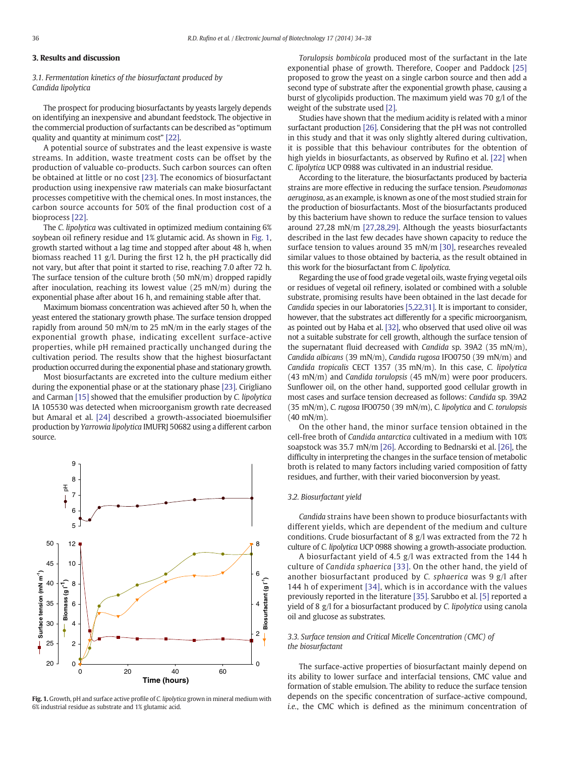## 3. Results and discussion

### 3.1. Fermentation kinetics of the biosurfactant produced by *Candida lipolytica*

The prospect for producing biosurfactants by yeasts largely depends on identifying an inexpensive and abundant feedstock. The objective in the commercial production of surfactants can be described as "optimum quality and quantity at minimum cost" [22].

A potential source of substrates and the least expensive is waste streams. In addition, waste treatment costs can be offset by the production of valuable co-products. Such carbon sources can often be obtained at little or no cost [23]. The economics of biosurfactant production using inexpensive raw materials can make biosurfactant processes competitive with the chemical ones. In most instances, the carbon source accounts for 50% of the final production cost of a bioprocess [22].

The *C. lipolytica* was cultivated in optimized medium containing 6% soybean oil refinery residue and 1% glutamic acid. As shown in Fig. 1, growth started without a lag time and stopped after about 48 h, when biomass reached 11 g/l. During the first 12 h, the pH practically did not vary, but after that point it started to rise, reaching 7.0 after 72 h. The surface tension of the culture broth (50 mN/m) dropped rapidly after inoculation, reaching its lowest value (25 mN/m) during the exponential phase after about 16 h, and remaining stable after that.

Maximum biomass concentration was achieved after 50 h, when the yeast entered the stationary growth phase. The surface tension dropped rapidly from around 50 mN/m to 25 mN/m in the early stages of the exponential growth phase, indicating excellent surface-active properties, while pH remained practically unchanged during the cultivation period. The results show that the highest biosurfactant production occurred during the exponential phase and stationary growth.

Most biosurfactants are excreted into the culture medium either during the exponential phase or at the stationary phase [23]. Cirigliano and Carman [15] showed that the emulsifier production by *C. lipolytica* IA 105530 was detected when microorganism growth rate decreased but Amaral et al. [24] described a growth-associated bioemulsifier production by *Yarrowia lipolytica* IMUFRJ 50682 using a different carbon source.

**Fig. 1.** Growth, pH and surface active profile of *C. lipolytica* grown in mineral medium with 6% industrial residue as substrate and 1% glutamic acid.

*Torulopsis bombicola* produced most of the surfactant in the late exponential phase of growth. Therefore, Cooper and Paddock [25] proposed to grow the yeast on a single carbon source and then add a second type of substrate after the exponential growth phase, causing a burst of glycolipids production. The maximum yield was 70 g/l of the weight of the substrate used [2].

Studies have shown that the medium acidity is related with a minor surfactant production [26]. Considering that the pH was not controlled in this study and that it was only slightly altered during cultivation, it is possible that this behaviour contributes for the obtention of high yields in biosurfactants, as observed by Rufino et al. [22] when *C. lipolytica* UCP 0988 was cultivated in an industrial residue.

According to the literature, the biosurfactants produced by bacteria strains are more effective in reducing the surface tension. *Pseudomonas aeruginosa*, as an example, is known as one of the most studied strain for the production of biosurfactants. Most of the biosurfactants produced by this bacterium have shown to reduce the surface tension to values around 27,28 mN/m [27,28,29]. Although the yeasts biosurfactants described in the last few decades have shown capacity to reduce the surface tension to values around 35 mN/m [30], researches revealed similar values to those obtained by bacteria, as the result obtained in this work for the biosurfactant from *C. lipolytica*.

Regarding the use of food grade vegetal oils, waste frying vegetal oils or residues of vegetal oil refinery, isolated or combined with a soluble substrate, promising results have been obtained in the last decade for *Candida* species in our laboratories [5,22,31]. It is important to consider, however, that the substrates act differently for a specific microorganism, as pointed out by Haba et al. [32], who observed that used olive oil was not a suitable substrate for cell growth, although the surface tension of the supernatant fluid decreased with *Candida* sp. 39A2 (35 mN/m), *Candida albicans* (39 mN/m), *Candida rugosa* IFO0750 (39 mN/m) and *Candida tropicalis* CECT 1357 (35 mN/m). In this case, *C. lipolytica* (43 mN/m) and *Candida torulopsis* (45 mN/m) were poor producers. Sunflower oil, on the other hand, supported good cellular growth in most cases and surface tension decreased as follows: *Candida* sp. 39A2 (35 mN/m), *C. rugosa* IFO0750 (39 mN/m), *C. lipolytica* and *C. torulopsis* (40 mN/m).

On the other hand, the minor surface tension obtained in the cell-free broth of *Candida antarctica* cultivated in a medium with 10% soapstock was 35.7 mN/m [26]. According to Bednarski et al. [26], the difficulty in interpreting the changes in the surface tension of metabolic broth is related to many factors including varied composition of fatty residues, and further, with their varied bioconversion by yeast.

### 3.2. Biosurfactant yield

*Candida* strains have been shown to produce biosurfactants with different yields, which are dependent of the medium and culture conditions. Crude biosurfactant of 8 g/l was extracted from the 72 h culture of *C. lipolytica* UCP 0988 showing a growth-associate production.

A biosurfactant yield of 4.5 g/l was extracted from the 144 h culture of *Candida sphaerica* [33]. On the other hand, the yield of another biosurfactant produced by *C. sphaerica* was 9 g/l after 144 h of experiment [34], which is in accordance with the values previously reported in the literature [35]. Sarubbo et al. [5] reported a yield of 8 g/l for a biosurfactant produced by *C. lipolytica* using canola oil and glucose as substrates.

### 3.3. Surface tension and Critical Micelle Concentration (CMC) of the biosurfactant

The surface-active properties of biosurfactant mainly depend on its ability to lower surface and interfacial tensions, CMC value and formation of stable emulsion. The ability to reduce the surface tension depends on the specific concentration of surface-active compound, *i.e.*, the CMC which is defined as the minimum concentration of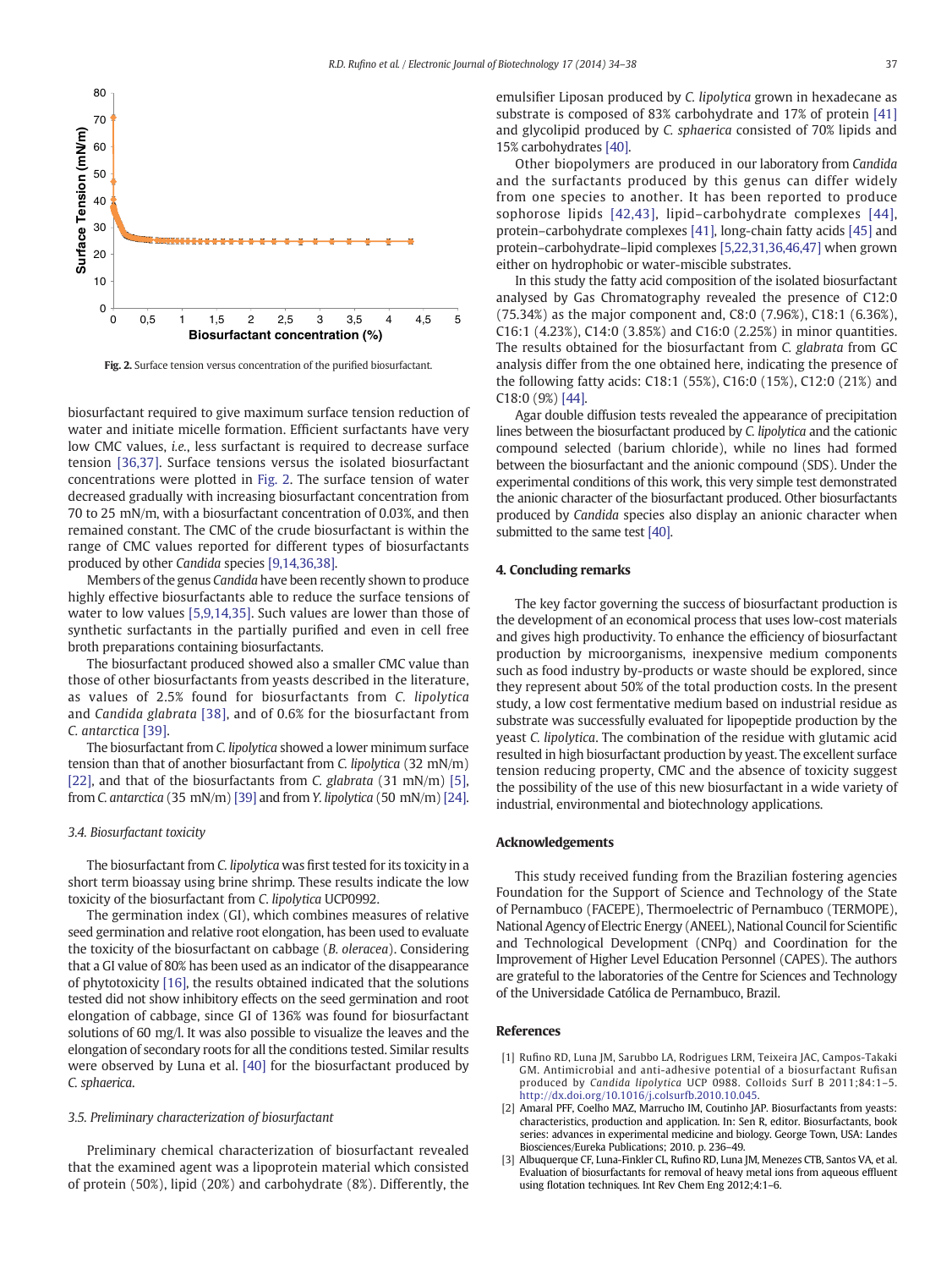80
70
60
50
40
30
20
10
0
0
0,5
1
1,5
2
2,5
3
3,5
4
4,5
5
Surface Tension (mN/m)
Biosurfactant concentration (%)

**Fig. 2.** Surface tension versus concentration of the purified biosurfactant.

biosurfactant required to give maximum surface tension reduction of water and initiate micelle formation. Efficient surfactants have very low CMC values, *i.e.*, less surfactant is required to decrease surface tension [36,37]. Surface tensions versus the isolated biosurfactant concentrations were plotted in Fig. 2. The surface tension of water decreased gradually with increasing biosurfactant concentration from 70 to 25 mN/m, with a biosurfactant concentration of 0.03%, and then remained constant. The CMC of the crude biosurfactant is within the range of CMC values reported for different types of biosurfactants produced by other *Candida* species [9,14,36,38].

Members of the genus *Candida* have been recently shown to produce highly effective biosurfactants able to reduce the surface tensions of water to low values [5,9,14,35]. Such values are lower than those of synthetic surfactants in the partially purified and even in cell free broth preparations containing biosurfactants.

The biosurfactant produced showed also a smaller CMC value than those of other biosurfactants from yeasts described in the literature, as values of 2.5% found for biosurfactants from *C. lipolytica* and *Candida glabrata* [38], and of 0.6% for the biosurfactant from *C. antarctica* [39].

The biosurfactant from *C. lipolytica* showed a lower minimum surface tension than that of another biosurfactant from *C. lipolytica* (32 mN/m) [22], and that of the biosurfactants from *C. glabrata* (31 mN/m) [5], from *C. antarctica* (35 mN/m) [39] and from *Y. lipolytica* (50 mN/m) [24].

### 3.4. Biosurfactant toxicity

The biosurfactant from *C. lipolytica* was first tested for its toxicity in a short term bioassay using brine shrimp. These results indicate the low toxicity of the biosurfactant from *C. lipolytica* UCP0992.

The germination index (GI), which combines measures of relative seed germination and relative root elongation, has been used to evaluate the toxicity of the biosurfactant on cabbage (*B. oleracea*). Considering that a GI value of 80% has been used as an indicator of the disappearance of phytotoxicity [16], the results obtained indicated that the solutions tested did not show inhibitory effects on the seed germination and root elongation of cabbage, since GI of 136% was found for biosurfactant solutions of 60 mg/l. It was also possible to visualize the leaves and the elongation of secondary roots for all the conditions tested. Similar results were observed by Luna et al. [40] for the biosurfactant produced by *C. sphaerica*.

### 3.5. Preliminary characterization of biosurfactant

Preliminary chemical characterization of biosurfactant revealed that the examined agent was a lipoprotein material which consisted of protein (50%), lipid (20%) and carbohydrate (8%). Differently, the emulsifier Liposan produced by *C. lipolytica* grown in hexadecane as substrate is composed of 83% carbohydrate and 17% of protein [41] and glycolipid produced by *C. sphaerica* consisted of 70% lipids and 15% carbohydrates [40].

Other biopolymers are produced in our laboratory from *Candida* and the surfactants produced by this genus can differ widely from one species to another. It has been reported to produce sophorose lipids [42,43], lipid–carbohydrate complexes [44], protein–carbohydrate complexes [41], long-chain fatty acids [45] and protein–carbohydrate–lipid complexes [5,22,31,36,46,47] when grown either on hydrophobic or water-miscible substrates.

In this study the fatty acid composition of the isolated biosurfactant analysed by Gas Chromatography revealed the presence of C12:0 (75.34%) as the major component and, C8:0 (7.96%), C18:1 (6.36%), C16:1 (4.23%), C14:0 (3.85%) and C16:0 (2.25%) in minor quantities. The results obtained for the biosurfactant from *C. glabrata* from GC analysis differ from the one obtained here, indicating the presence of the following fatty acids: C18:1 (55%), C16:0 (15%), C12:0 (21%) and C18:0 (9%) [44].

Agar double diffusion tests revealed the appearance of precipitation lines between the biosurfactant produced by *C. lipolytica* and the cationic compound selected (barium chloride), while no lines had formed between the biosurfactant and the anionic compound (SDS). Under the experimental conditions of this work, this very simple test demonstrated the anionic character of the biosurfactant produced. Other biosurfactants produced by *Candida* species also display an anionic character when submitted to the same test [40].

## 4. Concluding remarks

The key factor governing the success of biosurfactant production is the development of an economical process that uses low-cost materials and gives high productivity. To enhance the efficiency of biosurfactant production by microorganisms, inexpensive medium components such as food industry by-products or waste should be explored, since they represent about 50% of the total production costs. In the present study, a low cost fermentative medium based on industrial residue as substrate was successfully evaluated for lipopeptide production by the yeast *C. lipolytica*. The combination of the residue with glutamic acid resulted in high biosurfactant production by yeast. The excellent surface tension reducing property, CMC and the absence of toxicity suggest the possibility of the use of this new biosurfactant in a wide variety of industrial, environmental and biotechnology applications.

## Acknowledgements

This study received funding from the Brazilian fostering agencies Foundation for the Support of Science and Technology of the State of Pernambuco (FACEPE), Thermoelectric of Pernambuco (TERMOPE), National Agency of Electric Energy (ANEEL), National Council for Scientific and Technological Development (CNPq) and Coordination for the Improvement of Higher Level Education Personnel (CAPES). The authors are grateful to the laboratories of the Centre for Sciences and Technology of the Universidade Católica de Pernambuco, Brazil.

## References

[1] Rufino RD, Luna JM, Sarubbo LA, Rodrigues LRM, Teixeira JAC, Campos-Takaki GM. Antimicrobial and anti-adhesive potential of a biosurfactant Rufisan produced by *Candida lipolytica* UCP 0988. Colloids Surf B 2011;84:1–5. http://dx.doi.org/10.1016/j.colsurfb.2010.10.045.

[2] Amaral PFF, Coelho MAZ, Marrucho IM, Coutinho JAP. Biosurfactants from yeasts: characteristics, production and application. In: Sen R, editor. Biosurfactants, book series: advances in experimental medicine and biology. George Town, USA: Landes Biosciences/Eureka Publications; 2010. p. 236–49.

[3] Albuquerque CF, Luna-Finkler CL, Rufino RD, Luna JM, Menezes CTB, Santos VA, et al. Evaluation of biosurfactants for removal of heavy metal ions from aqueous effluent using flotation techniques. Int Rev Chem Eng 2012;4:1–6.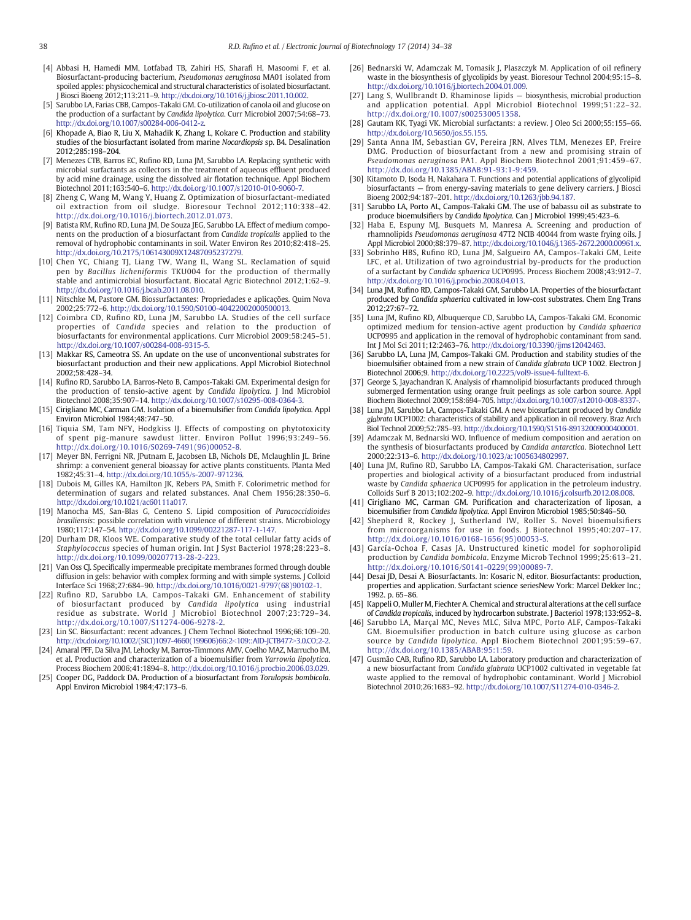[4] Abbasi H, Hamedi MM, Lotfabad TB, Zahiri HS, Sharafi H, Masoomi F, et al. Biosurfactant-producing bacterium, *Pseudomonas aeruginosa* MA01 isolated from spoiled apples: physicochemical and structural characteristics of isolated biosurfactant. J Biosci Bioeng 2012;113:211–9. http://dx.doi.org/10.1016/j.jbiosc.2011.10.002.

[5] Sarubbo LA, Farias CBB, Campos-Takaki GM. Co-utilization of canola oil and glucose on the production of a surfactant by *Candida lipolytica*. Curr Microbiol 2007;54:68–73. http://dx.doi.org/10.1007/s00284-006-0412-z.

[6] Khopade A, Biao R, Liu X, Mahadik K, Zhang L, Kokare C. Production and stability studies of the biosurfactant isolated from marine *Nocardiopsis* sp. B4. Desalination 2012;285:198–204.

[7] Menezes CTB, Barros EC, Rufino RD, Luna JM, Sarubbo LA. Replacing synthetic with microbial surfactants as collectors in the treatment of aqueous effluent produced by acid mine drainage, using the dissolved air flotation technique. Appl Biochem Biotechnol 2011;163:540–6. http://dx.doi.org/10.1007/s12010-010-9060-7.

[8] Zheng C, Wang M, Wang Y, Huang Z. Optimization of biosurfactant-mediated oil extraction from oil sludge. Bioresour Technol 2012;110:338–42. http://dx.doi.org/10.1016/j.biortech.2012.01.073.

[9] Batista RM, Rufino RD, Luna JM, De Souza JEG, Sarubbo LA. Effect of medium components on the production of a biosurfactant from *Candida tropicalis* applied to the removal of hydrophobic contaminants in soil. Water Environ Res 2010;82:418–25. http://dx.doi.org/10.2175/106143009X12487095237279.

[10] Chen YC, Chiang TJ, Liang TW, Wang IL, Wang SL. Reclamation of squid pen by *Bacillus licheniformis* TKU004 for the production of thermally stable and antimicrobial biosurfactant. Biocatal Agric Biotechnol 2012;1:62–9. http://dx.doi.org/10.1016/j.bcab.2011.08.010.

[11] Nitschke M, Pastore GM. Biossurfactantes: Propriedades e aplicações. Quim Nova 2002;25:772–6. http://dx.doi.org/10.1590/S0100-40422002000500013.

[12] Coimbra CD, Rufino RD, Luna JM, Sarubbo LA. Studies of the cell surface properties of *Candida* species and relation to the production of biosurfactants for environmental applications. Curr Microbiol 2009;58:245–51. http://dx.doi.org/10.1007/s00284-008-9315-5.

[13] Makkar RS, Cameotra SS. An update on the use of unconventional substrates for biosurfactant production and their new applications. Appl Microbiol Biotechnol 2002;58:428–34.

[14] Rufino RD, Sarubbo LA, Barros-Neto B, Campos-Takaki GM. Experimental design for the production of tensio-active agent by *Candida lipolytica*. J Ind Microbiol Biotechnol 2008;35:907–14. http://dx.doi.org/10.1007/s10295-008-0364-3.

[15] Cirigliano MC, Carman GM. Isolation of a bioemulsifier from *Candida lipolytica*. Appl Environ Microbiol 1984;48:747–50.

[16] Tiquia SM, Tam NFY, Hodgkiss IJ. Effects of composting on phytotoxicity of spent pig-manure sawdust litter. Environ Pollut 1996;93:249–56. http://dx.doi.org/10.1016/S0269-7491(96)00052-8.

[17] Meyer BN, Ferrigni NR, JPutnam E, Jacobsen LB, Nichols DE, Mclaughlin JL. Brine shrimp: a convenient general bioassay for active plants constituents. Planta Med 1982;45:31–4. http://dx.doi.org/10.1055/s-2007-971236.

[18] Dubois M, Gilles KA, Hamilton JK, Rebers PA, Smith F. Colorimetric method for determination of sugars and related substances. Anal Chem 1956;28:350–6. http://dx.doi.org/10.1021/ac60111a017.

[19] Manocha MS, San-Blas G, Centeno S. Lipid composition of *Paracoccidioides brasiliensis*: possible correlation with virulence of different strains. Microbiology 1980;117:147–54. http://dx.doi.org/10.1099/00221287-117-1-147.

[20] Durham DR, Kloos WE. Comparative study of the total cellular fatty acids of *Staphylococcus* species of human origin. Int J Syst Bacteriol 1978;28:223–8. http://dx.doi.org/10.1099/00207713-28-2-223.

[21] Van Oss CJ. Specifically impermeable precipitate membranes formed through double diffusion in gels: behavior with complex forming and with simple systems. J Colloid Interface Sci 1968;27:684–90. http://dx.doi.org/10.1016/0021-9797(68)90102-1.

[22] Rufino RD, Sarubbo LA, Campos-Takaki GM. Enhancement of stability of biosurfactant produced by *Candida lipolytica* using industrial residue as substrate. World J Microbiol Biotechnol 2007;23:729–34. http://dx.doi.org/10.1007/S11274-006-9278-2.

[23] Lin SC. Biosurfactant: recent advances. J Chem Technol Biotechnol 1996;66:109–20. http://dx.doi.org/10.1002/(SICI)1097-4660(199606)66:2<109::AID-JCTB477>3.0.CO;2-2.

[24] Amaral PFF, Da Silva JM, Lehocky M, Barros-Timmons AMV, Coelho MAZ, Marrucho IM, et al. Production and characterization of a bioemulsifier from *Yarrowia lipolytica*. Process Biochem 2006;41:1894–8. http://dx.doi.org/10.1016/j.procbio.2006.03.029.

[25] Cooper DG, Paddock DA. Production of a biosurfactant from *Torulopsis bombicola*. Appl Environ Microbiol 1984;47:173–6.

[26] Bednarski W, Adamczak M, Tomasik J, Plaszczyk M. Application of oil refinery waste in the biosynthesis of glycolipids by yeast. Bioresour Technol 2004;95:15–8. http://dx.doi.org/10.1016/j.biortech.2004.01.009.

[27] Lang S, Wullbrandt D. Rhaminose lipids — biosynthesis, microbial production and application potential. Appl Microbiol Biotechnol 1999;51:22–32. http://dx.doi.org/10.1007/s002530051358.

[28] Gautam KK, Tyagi VK. Microbial surfactants: a review. J Oleo Sci 2000;55:155–66. http://dx.doi.org/10.5650/jos.55.155.

[29] Santa Anna IM, Sebastian GV, Pereira JRN, Alves TLM, Menezes EP, Freire DMG. Production of biosurfactant from a new and promising strain of *Pseudomonas aeruginosa* PA1. Appl Biochem Biotechnol 2001;91:459–67. http://dx.doi.org/10.1385/ABAB:91-93:1-9:459.

[30] Kitamoto D, Isoda H, Nakahara T. Functions and potential applications of glycolipid biosurfactants — from energy-saving materials to gene delivery carriers. J Biosci Bioeng 2002;94:187–201. http://dx.doi.org/10.1263/jbb.94.187.

[31] Sarubbo LA, Porto AL, Campos-Takaki GM. The use of babassu oil as substrate to produce bioemulsifiers by *Candida lipolytica*. Can J Microbiol 1999;45:423–6.

[32] Haba E, Espuny MJ, Busquets M, Manresa A. Screening and production of rhamnolipids *Pseudomonas aeruginosa* 47T2 NCIB 40044 from waste frying oils. J Appl Microbiol 2000;88:379–87. http://dx.doi.org/10.1046/j.1365-2672.2000.00961.x.

[33] Sobrinho HBS, Rufino RD, Luna JM, Salgueiro AA, Campos-Takaki GM, Leite LFC, et al. Utilization of two agroindustrial by-products for the production of a surfactant by *Candida sphaerica* UCP0995. Process Biochem 2008;43:912–7. http://dx.doi.org/10.1016/j.procbio.2008.04.013.

[34] Luna JM, Rufino RD, Campos-Takaki GM, Sarubbo LA. Properties of the biosurfactant produced by *Candida sphaerica* cultivated in low-cost substrates. Chem Eng Trans 2012;27:67–72.

[35] Luna JM, Rufino RD, Albuquerque CD, Sarubbo LA, Campos-Takaki GM. Economic optimized medium for tension-active agent production by *Candida sphaerica* UCP0995 and application in the removal of hydrophobic contaminant from sand. Int J Mol Sci 2011;12:2463–76. http://dx.doi.org/10.3390/ijms12042463.

[36] Sarubbo LA, Luna JM, Campos-Takaki GM. Production and stability studies of the bioemulsifier obtained from a new strain of *Candida glabrata* UCP 1002. Electron J Biotechnol 2006;9. http://dx.doi.org/10.2225/vol9-issue4-fulltext-6.

[37] George S, Jayachandran K. Analysis of rhamnolipid biosurfactants produced through submerged fermentation using orange fruit peelings as sole carbon source. Appl Biochem Biotechnol 2009;158:694–705. http://dx.doi.org/10.1007/s12010-008-8337-.

[38] Luna JM, Sarubbo LA, Campos-Takaki GM. A new biosurfactant produced by *Candida glabrata* UCP1002: characteristics of stability and application in oil recovery. Braz Arch Biol Technol 2009;52:785–93. http://dx.doi.org/10.1590/S1516-89132009000400001.

[39] Adamczak M, Bednarski WO. Influence of medium composition and aeration on the synthesis of biosurfactants produced by *Candida antarctica*. Biotechnol Lett 2000;22:313–6. http://dx.doi.org/10.1023/a:1005634802997.

[40] Luna JM, Rufino RD, Sarubbo LA, Campos-Takaki GM. Characterisation, surface properties and biological activity of a biosurfactant produced from industrial waste by *Candida sphaerica* UCP0995 for application in the petroleum industry. Colloids Surf B 2013;102:202–9. http://dx.doi.org/10.1016/j.colsurfb.2012.08.008.

[41] Cirigliano MC, Carman GM. Purification and characterization of liposan, a bioemulsifier from *Candida lipolytica*. Appl Environ Microbiol 1985;50:846–50.

[42] Shepherd R, Rockey J, Sutherland IW, Roller S. Novel bioemulsifiers from microorganisms for use in foods. J Biotechnol 1995;40:207–17. http://dx.doi.org/10.1016/0168-1656(95)00053-S.

[43] García-Ochoa F, Casas JA. Unstructured kinetic model for sophorolipid production by *Candida bombicola*. Enzyme Microb Technol 1999;25:613–21. http://dx.doi.org/10.1016/S0141-0229(99)00089-7.

[44] Desai JD, Desai A. Biosurfactants. In: Kosaric N, editor. Biosurfactants: production, properties and application. Surfactant science seriesNew York: Marcel Dekker Inc.; 1992. p. 65–86.

[45] Kappeli O, Muller M, Fiechter A. Chemical and structural alterations at the cell surface of *Candida tropicalis*, induced by hydrocarbon substrate. J Bacteriol 1978;133:952–8.

[46] Sarubbo LA, Marçal MC, Neves MLC, Silva MPC, Porto ALF, Campos-Takaki GM. Bioemulsifier production in batch culture using glucose as carbon source by *Candida lipolytica*. Appl Biochem Biotechnol 2001;95:59–67. http://dx.doi.org/10.1385/ABAB:95:1:59.

[47] Gusmão CAB, Rufino RD, Sarubbo LA. Laboratory production and characterization of a new biosurfactant from *Candida glabrata* UCP1002 cultivated in vegetable fat waste applied to the removal of hydrophobic contaminant. World J Microbiol Biotechnol 2010;26:1683–92. http://dx.doi.org/10.1007/S11274-010-0346-2.